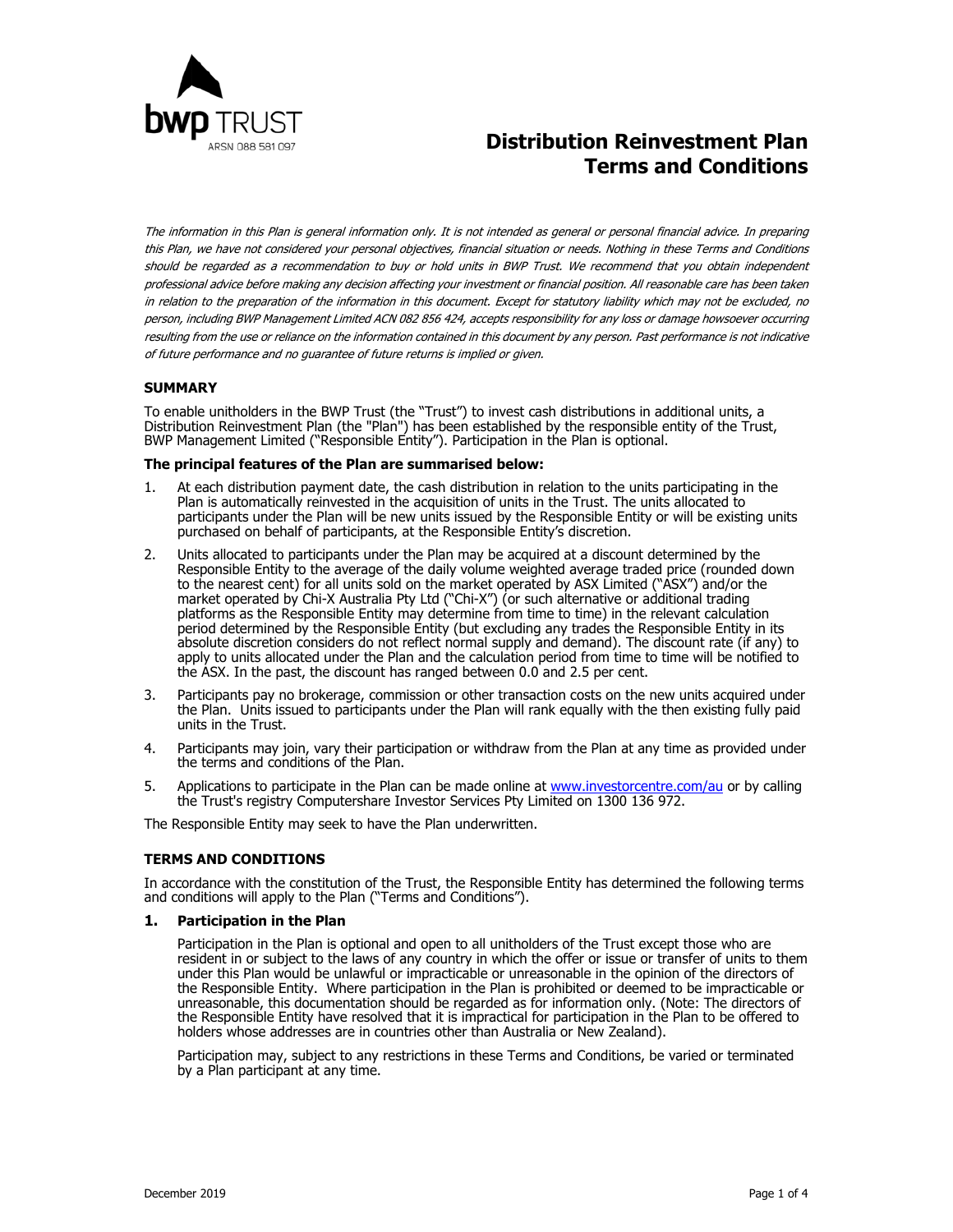bwp TRUST
ARSN 088 581 097

# Distribution Reinvestment Plan Terms and Conditions

*The information in this Plan is general information only. It is not intended as general or personal financial advice. In preparing this Plan, we have not considered your personal objectives, financial situation or needs. Nothing in these Terms and Conditions should be regarded as a recommendation to buy or hold units in BWP Trust. We recommend that you obtain independent professional advice before making any decision affecting your investment or financial position. All reasonable care has been taken in relation to the preparation of the information in this document. Except for statutory liability which may not be excluded, no person, including BWP Management Limited ACN 082 856 424, accepts responsibility for any loss or damage howsoever occurring resulting from the use or reliance on the information contained in this document by any person. Past performance is not indicative of future performance and no guarantee of future returns is implied or given.*

## SUMMARY

To enable unitholders in the BWP Trust (the "Trust") to invest cash distributions in additional units, a Distribution Reinvestment Plan (the "Plan") has been established by the responsible entity of the Trust, BWP Management Limited ("Responsible Entity"). Participation in the Plan is optional.

**The principal features of the Plan are summarised below:**

1. At each distribution payment date, the cash distribution in relation to the units participating in the Plan is automatically reinvested in the acquisition of units in the Trust. The units allocated to participants under the Plan will be new units issued by the Responsible Entity or will be existing units purchased on behalf of participants, at the Responsible Entity's discretion.
2. Units allocated to participants under the Plan may be acquired at a discount determined by the Responsible Entity to the average of the daily volume weighted average traded price (rounded down to the nearest cent) for all units sold on the market operated by ASX Limited ("ASX") and/or the market operated by Chi-X Australia Pty Ltd ("Chi-X") (or such alternative or additional trading platforms as the Responsible Entity may determine from time to time) in the relevant calculation period determined by the Responsible Entity (but excluding any trades the Responsible Entity in its absolute discretion considers do not reflect normal supply and demand). The discount rate (if any) to apply to units allocated under the Plan and the calculation period from time to time will be notified to the ASX. In the past, the discount has ranged between 0.0 and 2.5 per cent.
3. Participants pay no brokerage, commission or other transaction costs on the new units acquired under the Plan. Units issued to participants under the Plan will rank equally with the then existing fully paid units in the Trust.
4. Participants may join, vary their participation or withdraw from the Plan at any time as provided under the terms and conditions of the Plan.
5. Applications to participate in the Plan can be made online at [www.investorcentre.com/au](www.investorcentre.com/au) or by calling the Trust's registry Computershare Investor Services Pty Limited on 1300 136 972.

The Responsible Entity may seek to have the Plan underwritten.

## TERMS AND CONDITIONS

In accordance with the constitution of the Trust, the Responsible Entity has determined the following terms and conditions will apply to the Plan ("Terms and Conditions").

### 1. Participation in the Plan

Participation in the Plan is optional and open to all unitholders of the Trust except those who are resident in or subject to the laws of any country in which the offer or issue or transfer of units to them under this Plan would be unlawful or impracticable or unreasonable in the opinion of the directors of the Responsible Entity. Where participation in the Plan is prohibited or deemed to be impracticable or unreasonable, this documentation should be regarded as for information only. (Note: The directors of the Responsible Entity have resolved that it is impractical for participation in the Plan to be offered to holders whose addresses are in countries other than Australia or New Zealand).

Participation may, subject to any restrictions in these Terms and Conditions, be varied or terminated by a Plan participant at any time.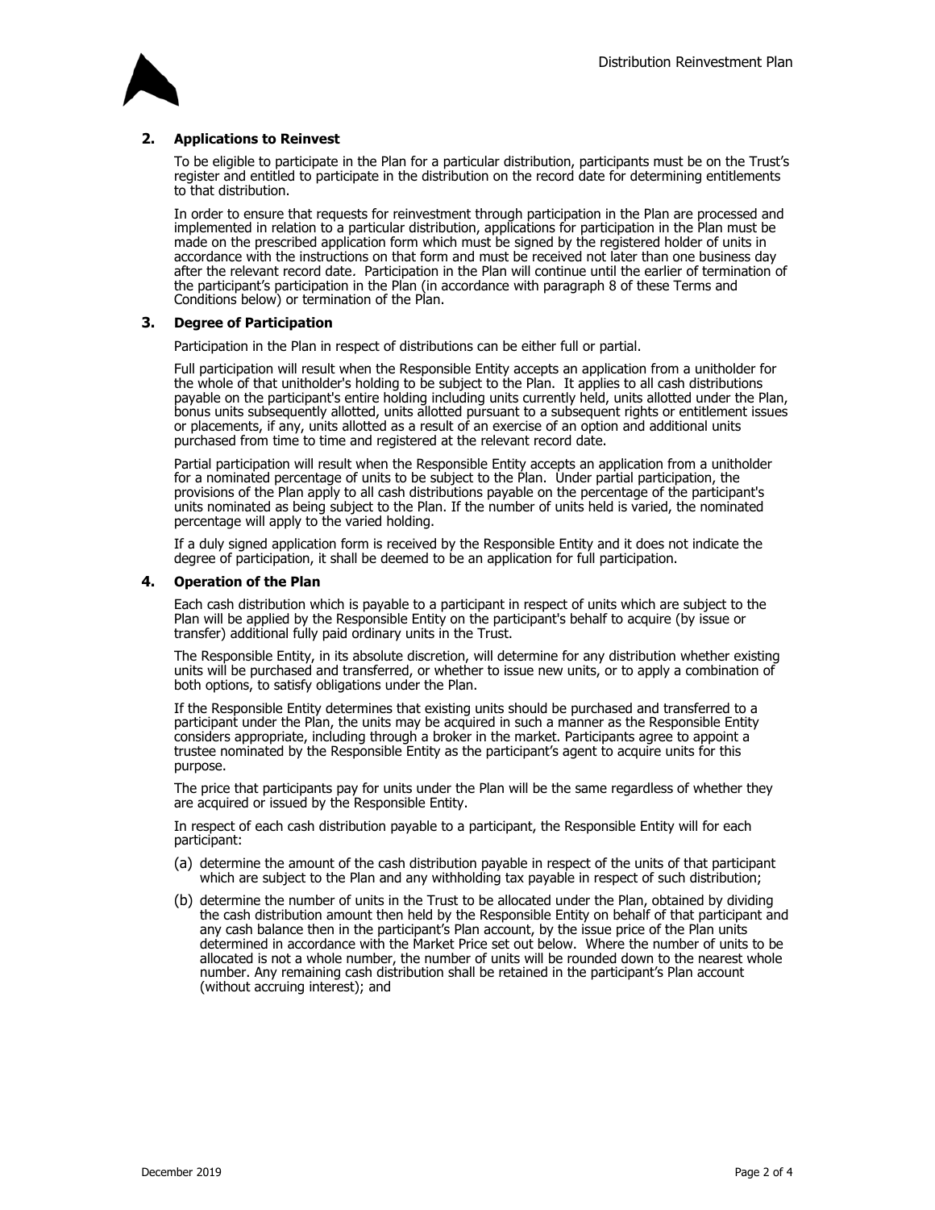## 2. Applications to Reinvest

To be eligible to participate in the Plan for a particular distribution, participants must be on the Trust's register and entitled to participate in the distribution on the record date for determining entitlements to that distribution.

In order to ensure that requests for reinvestment through participation in the Plan are processed and implemented in relation to a particular distribution, applications for participation in the Plan must be made on the prescribed application form which must be signed by the registered holder of units in accordance with the instructions on that form and must be received not later than one business day after the relevant record date. Participation in the Plan will continue until the earlier of termination of the participant's participation in the Plan (in accordance with paragraph 8 of these Terms and Conditions below) or termination of the Plan.

## 3. Degree of Participation

Participation in the Plan in respect of distributions can be either full or partial.

Full participation will result when the Responsible Entity accepts an application from a unitholder for the whole of that unitholder's holding to be subject to the Plan. It applies to all cash distributions payable on the participant's entire holding including units currently held, units allotted under the Plan, bonus units subsequently allotted, units allotted pursuant to a subsequent rights or entitlement issues or placements, if any, units allotted as a result of an exercise of an option and additional units purchased from time to time and registered at the relevant record date.

Partial participation will result when the Responsible Entity accepts an application from a unitholder for a nominated percentage of units to be subject to the Plan. Under partial participation, the provisions of the Plan apply to all cash distributions payable on the percentage of the participant's units nominated as being subject to the Plan. If the number of units held is varied, the nominated percentage will apply to the varied holding.

If a duly signed application form is received by the Responsible Entity and it does not indicate the degree of participation, it shall be deemed to be an application for full participation.

## 4. Operation of the Plan

Each cash distribution which is payable to a participant in respect of units which are subject to the Plan will be applied by the Responsible Entity on the participant's behalf to acquire (by issue or transfer) additional fully paid ordinary units in the Trust.

The Responsible Entity, in its absolute discretion, will determine for any distribution whether existing units will be purchased and transferred, or whether to issue new units, or to apply a combination of both options, to satisfy obligations under the Plan.

If the Responsible Entity determines that existing units should be purchased and transferred to a participant under the Plan, the units may be acquired in such a manner as the Responsible Entity considers appropriate, including through a broker in the market. Participants agree to appoint a trustee nominated by the Responsible Entity as the participant's agent to acquire units for this purpose.

The price that participants pay for units under the Plan will be the same regardless of whether they are acquired or issued by the Responsible Entity.

In respect of each cash distribution payable to a participant, the Responsible Entity will for each participant:

(a) determine the amount of the cash distribution payable in respect of the units of that participant which are subject to the Plan and any withholding tax payable in respect of such distribution;

(b) determine the number of units in the Trust to be allocated under the Plan, obtained by dividing the cash distribution amount then held by the Responsible Entity on behalf of that participant and any cash balance then in the participant's Plan account, by the issue price of the Plan units determined in accordance with the Market Price set out below. Where the number of units to be allocated is not a whole number, the number of units will be rounded down to the nearest whole number. Any remaining cash distribution shall be retained in the participant's Plan account (without accruing interest); and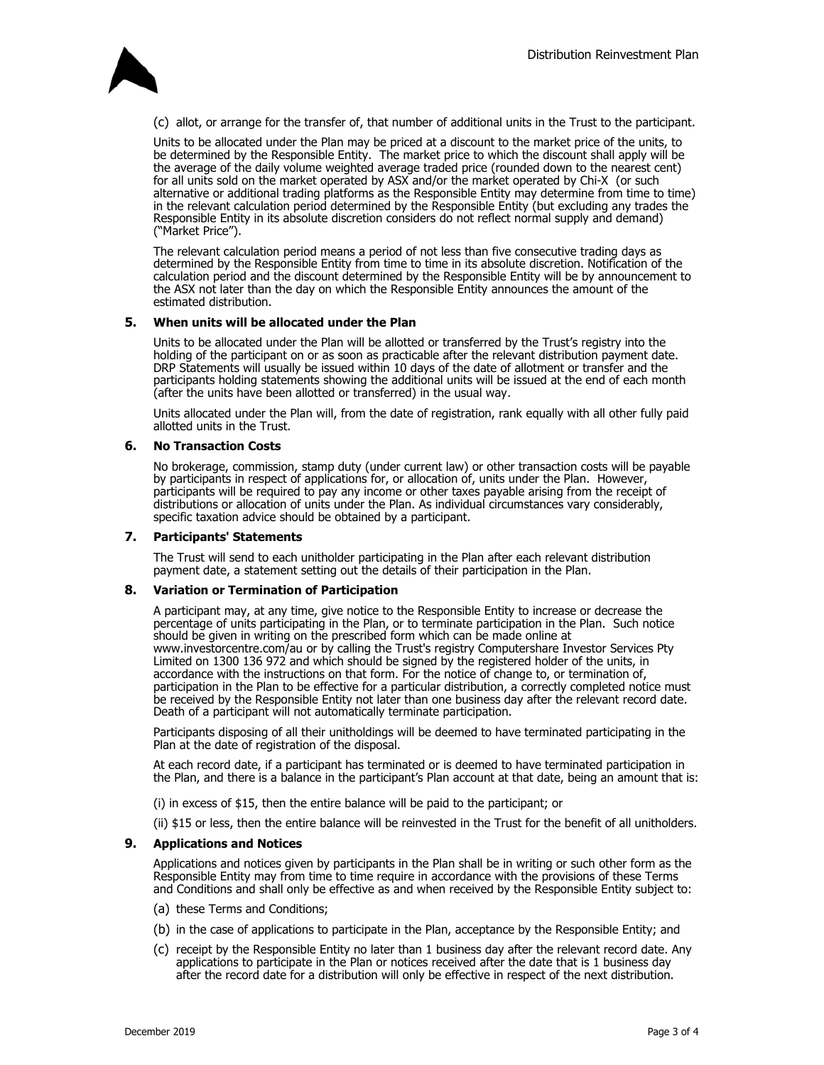(c) allot, or arrange for the transfer of, that number of additional units in the Trust to the participant.

Units to be allocated under the Plan may be priced at a discount to the market price of the units, to be determined by the Responsible Entity. The market price to which the discount shall apply will be the average of the daily volume weighted average traded price (rounded down to the nearest cent) for all units sold on the market operated by ASX and/or the market operated by Chi-X (or such alternative or additional trading platforms as the Responsible Entity may determine from time to time) in the relevant calculation period determined by the Responsible Entity (but excluding any trades the Responsible Entity in its absolute discretion considers do not reflect normal supply and demand) ("Market Price").

The relevant calculation period means a period of not less than five consecutive trading days as determined by the Responsible Entity from time to time in its absolute discretion. Notification of the calculation period and the discount determined by the Responsible Entity will be by announcement to the ASX not later than the day on which the Responsible Entity announces the amount of the estimated distribution.

## 5. When units will be allocated under the Plan

Units to be allocated under the Plan will be allotted or transferred by the Trust's registry into the holding of the participant on or as soon as practicable after the relevant distribution payment date. DRP Statements will usually be issued within 10 days of the date of allotment or transfer and the participants holding statements showing the additional units will be issued at the end of each month (after the units have been allotted or transferred) in the usual way.

Units allocated under the Plan will, from the date of registration, rank equally with all other fully paid allotted units in the Trust.

## 6. No Transaction Costs

No brokerage, commission, stamp duty (under current law) or other transaction costs will be payable by participants in respect of applications for, or allocation of, units under the Plan. However, participants will be required to pay any income or other taxes payable arising from the receipt of distributions or allocation of units under the Plan. As individual circumstances vary considerably, specific taxation advice should be obtained by a participant.

## 7. Participants' Statements

The Trust will send to each unitholder participating in the Plan after each relevant distribution payment date, a statement setting out the details of their participation in the Plan.

## 8. Variation or Termination of Participation

A participant may, at any time, give notice to the Responsible Entity to increase or decrease the percentage of units participating in the Plan, or to terminate participation in the Plan. Such notice should be given in writing on the prescribed form which can be made online at www.investorcentre.com/au or by calling the Trust's registry Computershare Investor Services Pty Limited on 1300 136 972 and which should be signed by the registered holder of the units, in accordance with the instructions on that form. For the notice of change to, or termination of, participation in the Plan to be effective for a particular distribution, a correctly completed notice must be received by the Responsible Entity not later than one business day after the relevant record date. Death of a participant will not automatically terminate participation.

Participants disposing of all their unitholdings will be deemed to have terminated participating in the Plan at the date of registration of the disposal.

At each record date, if a participant has terminated or is deemed to have terminated participation in the Plan, and there is a balance in the participant's Plan account at that date, being an amount that is:

(i) in excess of $15, then the entire balance will be paid to the participant; or

(ii) $15 or less, then the entire balance will be reinvested in the Trust for the benefit of all unitholders.

## 9. Applications and Notices

Applications and notices given by participants in the Plan shall be in writing or such other form as the Responsible Entity may from time to time require in accordance with the provisions of these Terms and Conditions and shall only be effective as and when received by the Responsible Entity subject to:

(a) these Terms and Conditions;

(b) in the case of applications to participate in the Plan, acceptance by the Responsible Entity; and

(c) receipt by the Responsible Entity no later than 1 business day after the relevant record date. Any applications to participate in the Plan or notices received after the date that is 1 business day after the record date for a distribution will only be effective in respect of the next distribution.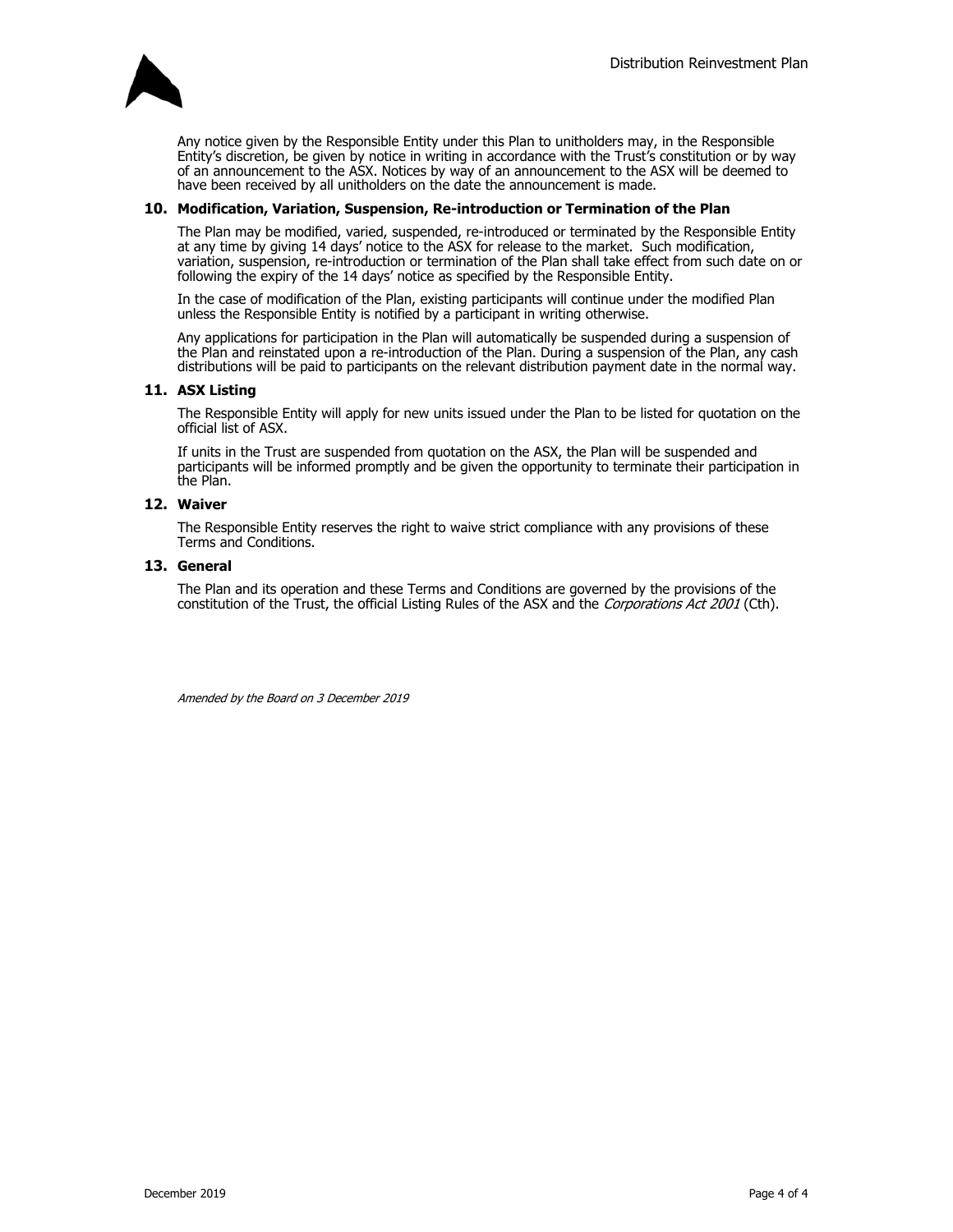Any notice given by the Responsible Entity under this Plan to unitholders may, in the Responsible Entity's discretion, be given by notice in writing in accordance with the Trust's constitution or by way of an announcement to the ASX. Notices by way of an announcement to the ASX will be deemed to have been received by all unitholders on the date the announcement is made.

### 10. Modification, Variation, Suspension, Re-introduction or Termination of the Plan

The Plan may be modified, varied, suspended, re-introduced or terminated by the Responsible Entity at any time by giving 14 days' notice to the ASX for release to the market. Such modification, variation, suspension, re-introduction or termination of the Plan shall take effect from such date on or following the expiry of the 14 days' notice as specified by the Responsible Entity.

In the case of modification of the Plan, existing participants will continue under the modified Plan unless the Responsible Entity is notified by a participant in writing otherwise.

Any applications for participation in the Plan will automatically be suspended during a suspension of the Plan and reinstated upon a re-introduction of the Plan. During a suspension of the Plan, any cash distributions will be paid to participants on the relevant distribution payment date in the normal way.

### 11. ASX Listing

The Responsible Entity will apply for new units issued under the Plan to be listed for quotation on the official list of ASX.

If units in the Trust are suspended from quotation on the ASX, the Plan will be suspended and participants will be informed promptly and be given the opportunity to terminate their participation in the Plan.

### 12. Waiver

The Responsible Entity reserves the right to waive strict compliance with any provisions of these Terms and Conditions.

### 13. General

The Plan and its operation and these Terms and Conditions are governed by the provisions of the constitution of the Trust, the official Listing Rules of the ASX and the *Corporations Act 2001* (Cth).

*Amended by the Board on 3 December 2019*